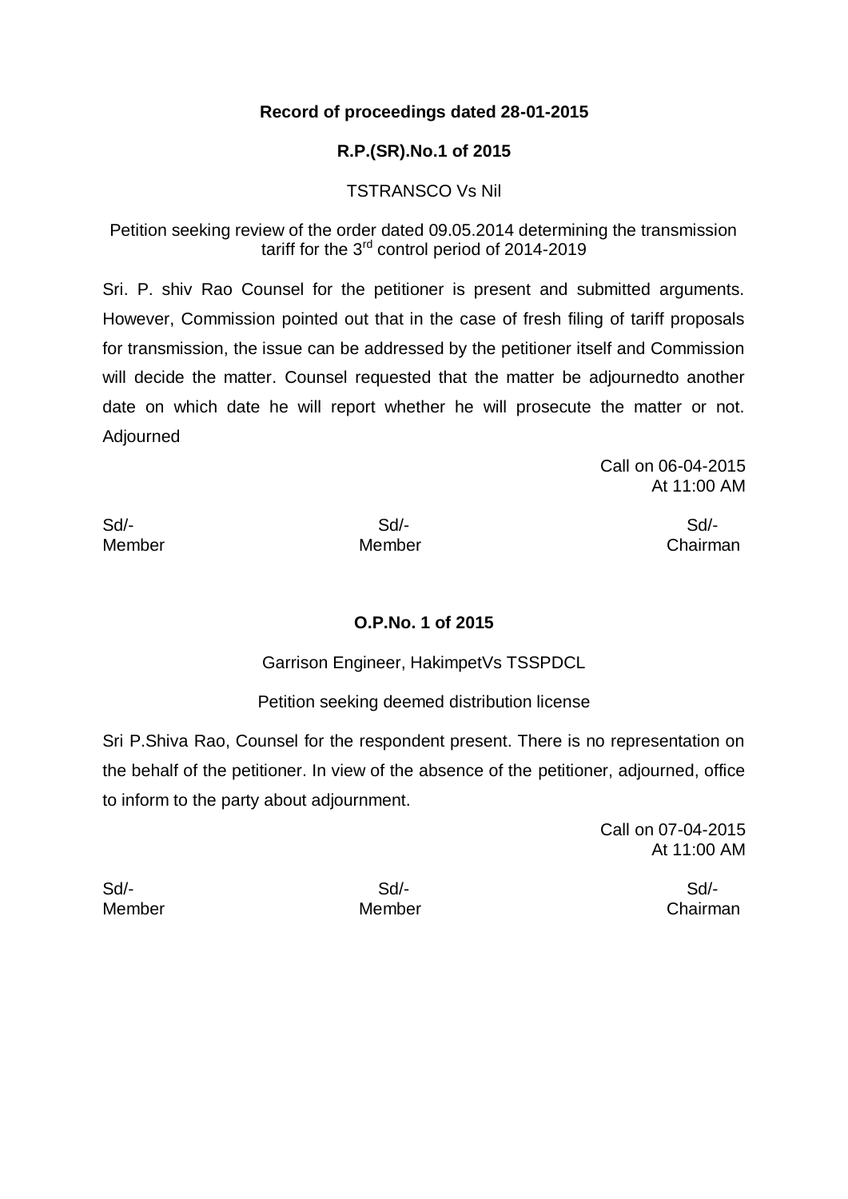**Record of proceedings dated 28-01-2015**

**R.P.(SR).No.1 of 2015**

TSTRANSCO Vs Nil

Petition seeking review of the order dated 09.05.2014 determining the transmission tariff for the 3rd control period of 2014-2019

Sri. P. shiv Rao Counsel for the petitioner is present and submitted arguments. However, Commission pointed out that in the case of fresh filing of tariff proposals for transmission, the issue can be addressed by the petitioner itself and Commission will decide the matter. Counsel requested that the matter be adjournedto another date on which date he will report whether he will prosecute the matter or not. Adjourned

Call on 06-04-2015
At 11:00 AM

| Sd/- | Sd/- | Sd/- |
|---|---|---|
| Member | Member | Chairman |

**O.P.No. 1 of 2015**

Garrison Engineer, HakimpetVs TSSPDCL

Petition seeking deemed distribution license

Sri P.Shiva Rao, Counsel for the respondent present. There is no representation on the behalf of the petitioner. In view of the absence of the petitioner, adjourned, office to inform to the party about adjournment.

Call on 07-04-2015
At 11:00 AM

| Sd/- | Sd/- | Sd/- |
|---|---|---|
| Member | Member | Chairman |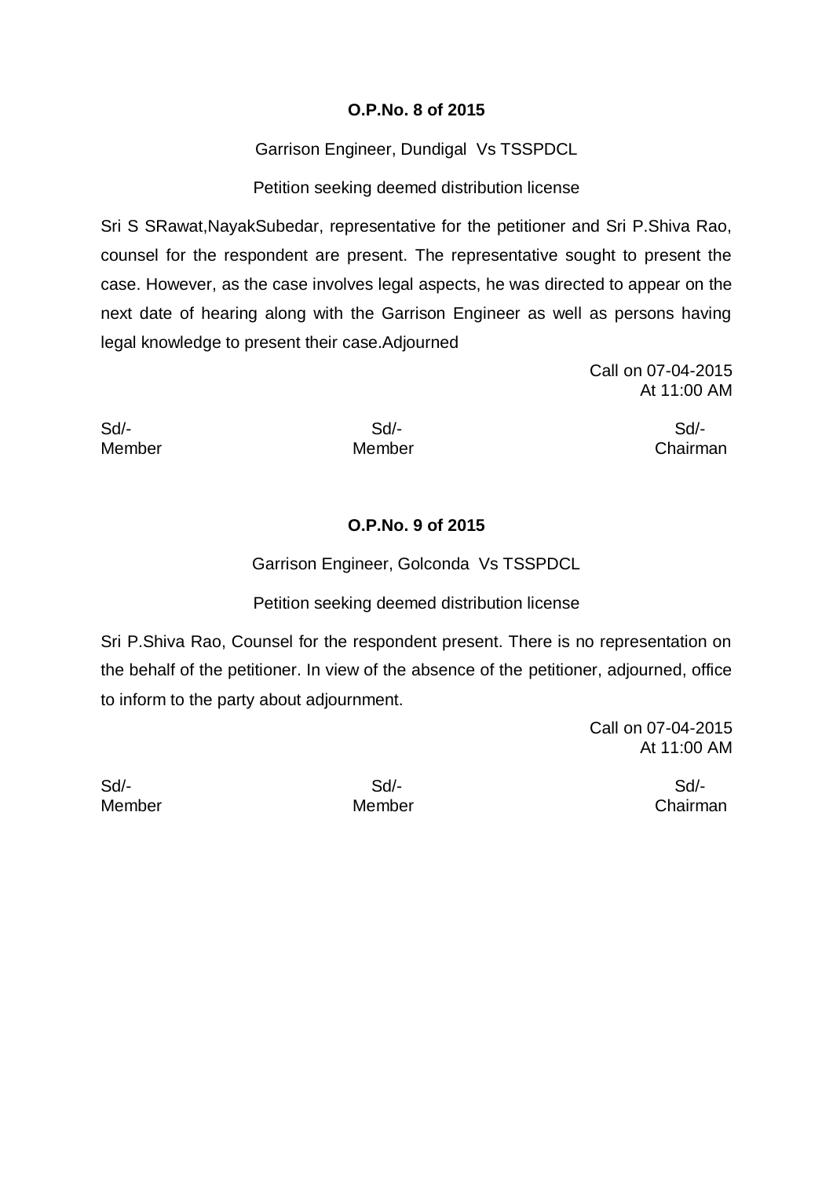**O.P.No. 8 of 2015**

Garrison Engineer, Dundigal Vs TSSPDCL

Petition seeking deemed distribution license

Sri S SRawat,NayakSubedar, representative for the petitioner and Sri P.Shiva Rao, counsel for the respondent are present. The representative sought to present the case. However, as the case involves legal aspects, he was directed to appear on the next date of hearing along with the Garrison Engineer as well as persons having legal knowledge to present their case.Adjourned

Call on 07-04-2015
At 11:00 AM

| Sd/- | Sd/- | Sd/- |
|---|---|---|
| Member | Member | Chairman |

**O.P.No. 9 of 2015**

Garrison Engineer, Golconda Vs TSSPDCL

Petition seeking deemed distribution license

Sri P.Shiva Rao, Counsel for the respondent present. There is no representation on the behalf of the petitioner. In view of the absence of the petitioner, adjourned, office to inform to the party about adjournment.

Call on 07-04-2015
At 11:00 AM

| Sd/- | Sd/- | Sd/- |
|---|---|---|
| Member | Member | Chairman |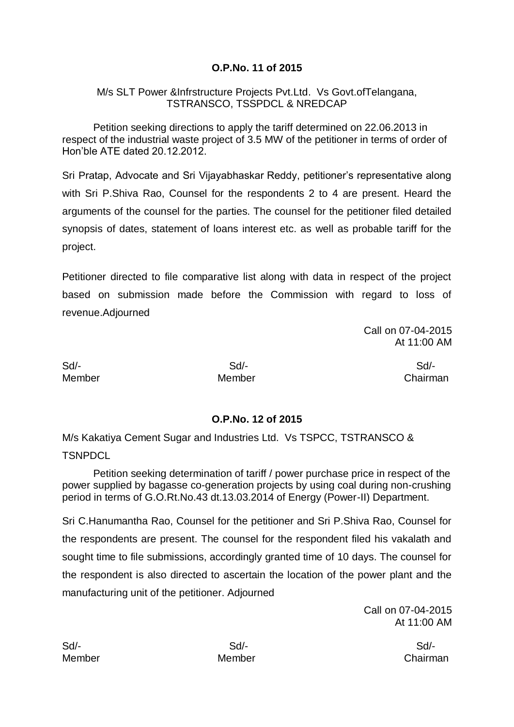## O.P.No. 11 of 2015

M/s SLT Power &Infrstructure Projects Pvt.Ltd. Vs Govt.ofTelangana, TSTRANSCO, TSSPDCL & NREDCAP

Petition seeking directions to apply the tariff determined on 22.06.2013 in respect of the industrial waste project of 3.5 MW of the petitioner in terms of order of Hon'ble ATE dated 20.12.2012.

Sri Pratap, Advocate and Sri Vijayabhaskar Reddy, petitioner's representative along with Sri P.Shiva Rao, Counsel for the respondents 2 to 4 are present. Heard the arguments of the counsel for the parties. The counsel for the petitioner filed detailed synopsis of dates, statement of loans interest etc. as well as probable tariff for the project.

Petitioner directed to file comparative list along with data in respect of the project based on submission made before the Commission with regard to loss of revenue.Adjourned

Call on 07-04-2015
At 11:00 AM

| Sd/- | Sd/- | Sd/- |
|---|---|---|
| Member | Member | Chairman |

## O.P.No. 12 of 2015

M/s Kakatiya Cement Sugar and Industries Ltd. Vs TSPCC, TSTRANSCO & TSNPDCL

Petition seeking determination of tariff / power purchase price in respect of the power supplied by bagasse co-generation projects by using coal during non-crushing period in terms of G.O.Rt.No.43 dt.13.03.2014 of Energy (Power-II) Department.

Sri C.Hanumantha Rao, Counsel for the petitioner and Sri P.Shiva Rao, Counsel for the respondents are present. The counsel for the respondent filed his vakalath and sought time to file submissions, accordingly granted time of 10 days. The counsel for the respondent is also directed to ascertain the location of the power plant and the manufacturing unit of the petitioner. Adjourned

Call on 07-04-2015
At 11:00 AM

| Sd/- | Sd/- | Sd/- |
|---|---|---|
| Member | Member | Chairman |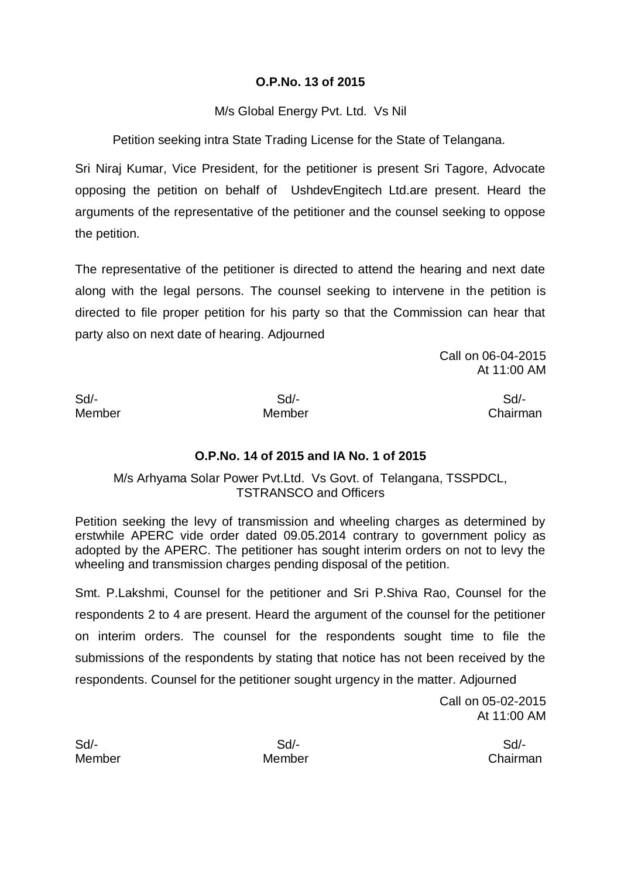**O.P.No. 13 of 2015**

M/s Global Energy Pvt. Ltd. Vs Nil

Petition seeking intra State Trading License for the State of Telangana.

Sri Niraj Kumar, Vice President, for the petitioner is present Sri Tagore, Advocate opposing the petition on behalf of UshdevEngitech Ltd.are present. Heard the arguments of the representative of the petitioner and the counsel seeking to oppose the petition.

The representative of the petitioner is directed to attend the hearing and next date along with the legal persons. The counsel seeking to intervene in the petition is directed to file proper petition for his party so that the Commission can hear that party also on next date of hearing. Adjourned

Call on 06-04-2015
At 11:00 AM

| | | |
|---|---|---|
| Sd/- | Sd/- | Sd/- |
| Member | Member | Chairman |

**O.P.No. 14 of 2015 and IA No. 1 of 2015**

M/s Arhyama Solar Power Pvt.Ltd. Vs Govt. of Telangana, TSSPDCL, TSTRANSCO and Officers

Petition seeking the levy of transmission and wheeling charges as determined by erstwhile APERC vide order dated 09.05.2014 contrary to government policy as adopted by the APERC. The petitioner has sought interim orders on not to levy the wheeling and transmission charges pending disposal of the petition.

Smt. P.Lakshmi, Counsel for the petitioner and Sri P.Shiva Rao, Counsel for the respondents 2 to 4 are present. Heard the argument of the counsel for the petitioner on interim orders. The counsel for the respondents sought time to file the submissions of the respondents by stating that notice has not been received by the respondents. Counsel for the petitioner sought urgency in the matter. Adjourned

Call on 05-02-2015
At 11:00 AM

| | | |
|---|---|---|
| Sd/- | Sd/- | Sd/- |
| Member | Member | Chairman |